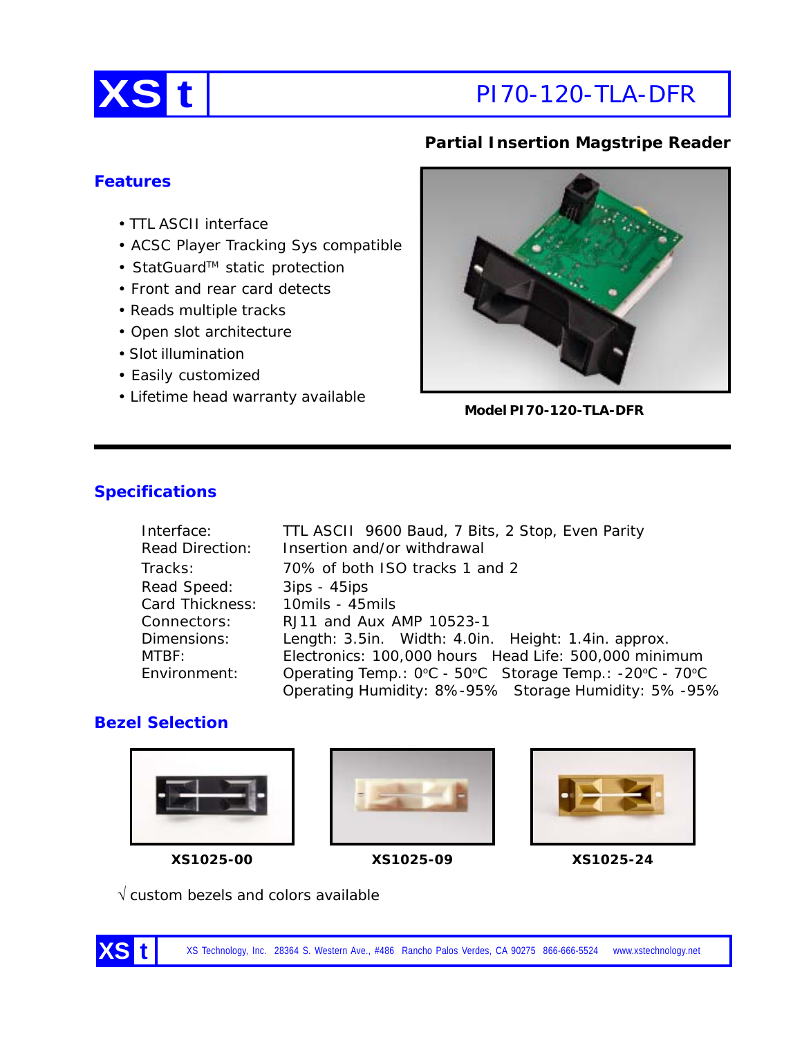# XS t PI70-120-TLA-DFR

**Partial Insertion Magstripe Reader**

## Features

- TTL ASCII interface
- ACSC Player Tracking Sys compatible
- StatGuard™ static protection
- Front and rear card detects
- Reads multiple tracks
- Open slot architecture
- Slot illumination
- Easily customized
- Lifetime head warranty available

**Model PI70-120-TLA-DFR**

## Specifications

| | |
|---|---|
| Interface: | TTL ASCII 9600 Baud, 7 Bits, 2 Stop, Even Parity |
| Read Direction: | Insertion and/or withdrawal |
| Tracks: | 70% of both ISO tracks 1 and 2 |
| Read Speed: | 3ips - 45ips |
| Card Thickness: | 10mils - 45mils |
| Connectors: | RJ11 and Aux AMP 10523-1 |
| Dimensions: | Length: 3.5in. Width: 4.0in. Height: 1.4in. approx. |
| MTBF: | Electronics: 100,000 hours Head Life: 500,000 minimum |
| Environment: | Operating Temp.: 0°C - 50°C Storage Temp.: -20°C - 70°C<br>Operating Humidity: 8%-95% Storage Humidity: 5% -95% |

## Bezel Selection

**XS1025-00**

**XS1025-09**

**XS1025-24**

√ custom bezels and colors available

XS Technology, Inc. 28364 S. Western Ave., #486 Rancho Palos Verdes, CA 90275 866-666-5524 www.xstechnology.net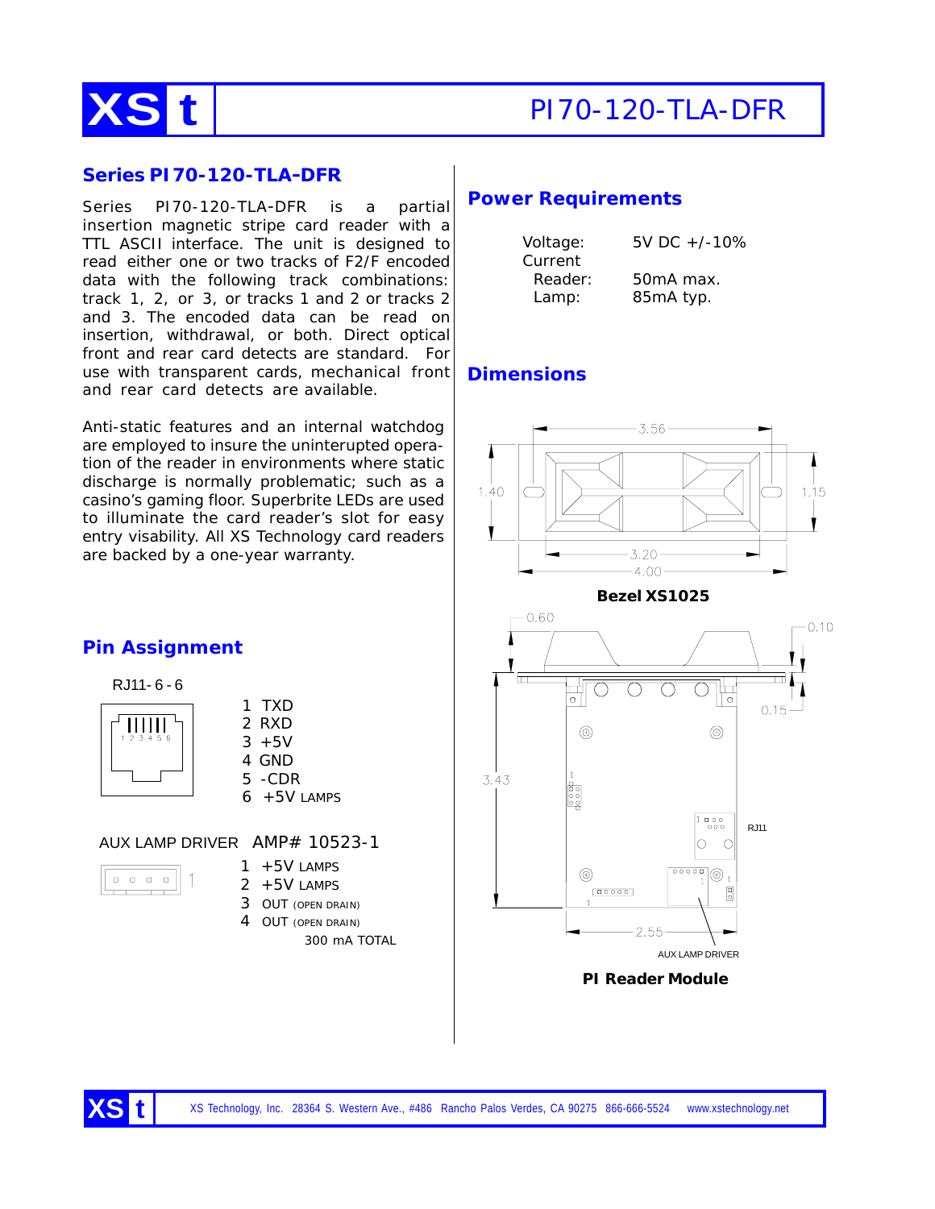# PI70-120-TLA-DFR

## Series PI70-120-TLA-DFR

Series PI70-120-TLA-DFR is a partial insertion magnetic stripe card reader with a TTL ASCII interface. The unit is designed to read either one or two tracks of F2/F encoded data with the following track combinations: track 1, 2, or 3, or tracks 1 and 2 or tracks 2 and 3. The encoded data can be read on insertion, withdrawal, or both. Direct optical front and rear card detects are standard. For use with transparent cards, mechanical front and rear card detects are available.

Anti-static features and an internal watchdog are employed to insure the uninterupted operation of the reader in environments where static discharge is normally problematic; such as a casino's gaming floor. Superbrite LEDs are used to illuminate the card reader's slot for easy entry visability. All XS Technology card readers are backed by a one-year warranty.

## Pin Assignment

RJ11-6-6

1 2 3 4 5 6

1 TXD
2 RXD
3 +5V
4 GND
5 -CDR
6 +5V LAMPS

AUX LAMP DRIVER AMP# 10523-1

1

1 +5V LAMPS
2 +5V LAMPS
3 OUT (OPEN DRAIN)
4 OUT (OPEN DRAIN)

300 mA TOTAL

## Power Requirements

| | |
|---|---|
| Voltage: | 5V DC +/-10% |
| Current | |
| Reader: | 50mA max. |
| Lamp: | 85mA typ. |

## Dimensions

3.56
1.40
1.15
3.20
4.00

**Bezel XS1025**

0.60
0.10
0.15
3.43
RJ11
2.55
AUX LAMP DRIVER

**PI Reader Module**

XS Technology, Inc. 28364 S. Western Ave., #486 Rancho Palos Verdes, CA 90275 866-666-5524 www.xstechnology.net